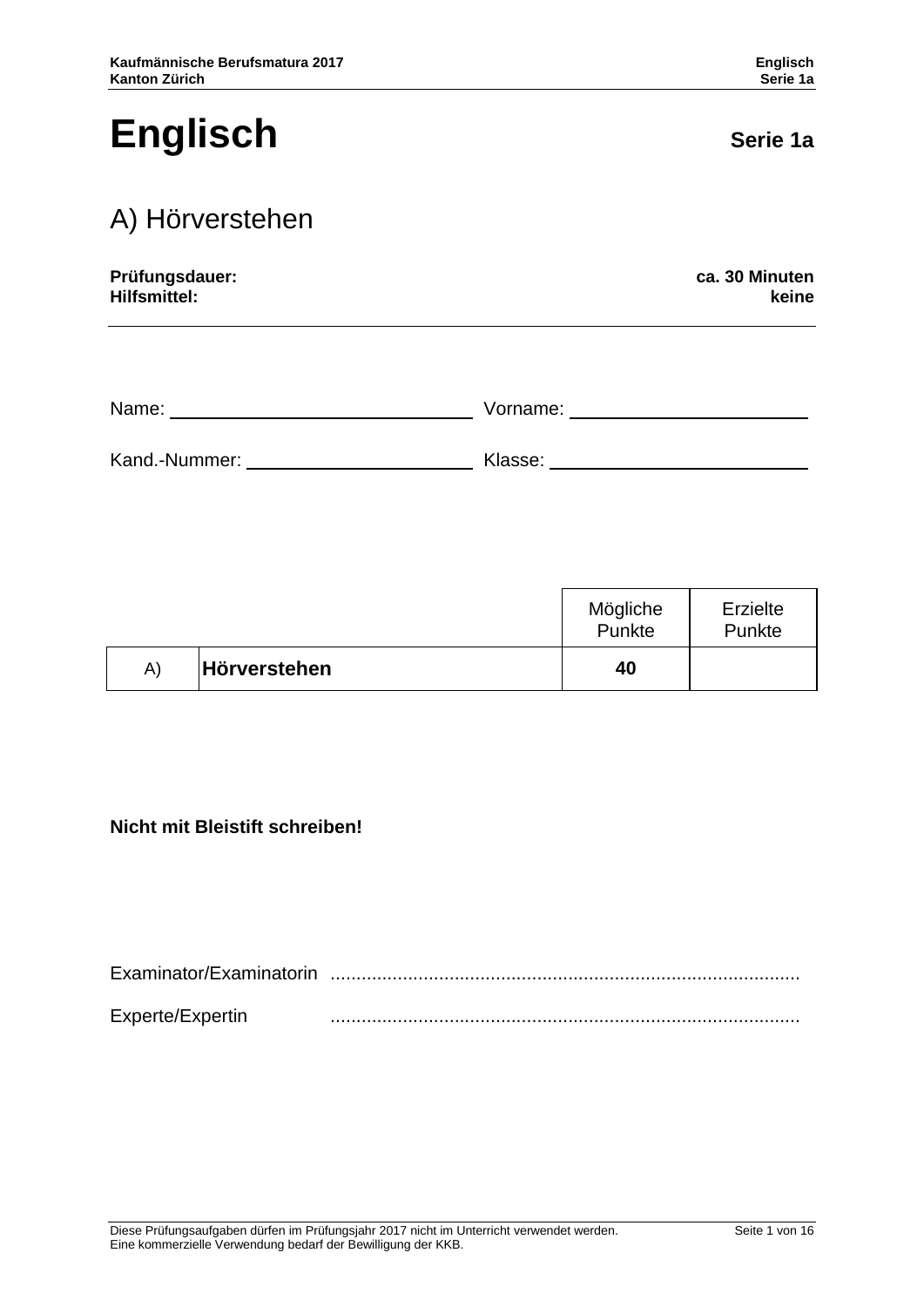# Englisch

**Serie 1a**

## A) Hörverstehen

**Prüfungsdauer:** **ca. 30 Minuten**
**Hilfsmittel:** **keine**

Name: ______________________ Vorname: ______________________

Kand.-Nummer: ______________________ Klasse: ______________________

| | | Mögliche Punkte | Erzielte Punkte |
|---|---|---|---|
| A) | **Hörverstehen** | **40** | |

**Nicht mit Bleistift schreiben!**

Examinator/Examinatorin ..........................................................................................

Experte/Expertin ..........................................................................................

Diese Prüfungsaufgaben dürfen im Prüfungsjahr 2017 nicht im Unterricht verwendet werden.
Eine kommerzielle Verwendung bedarf der Bewilligung der KKB.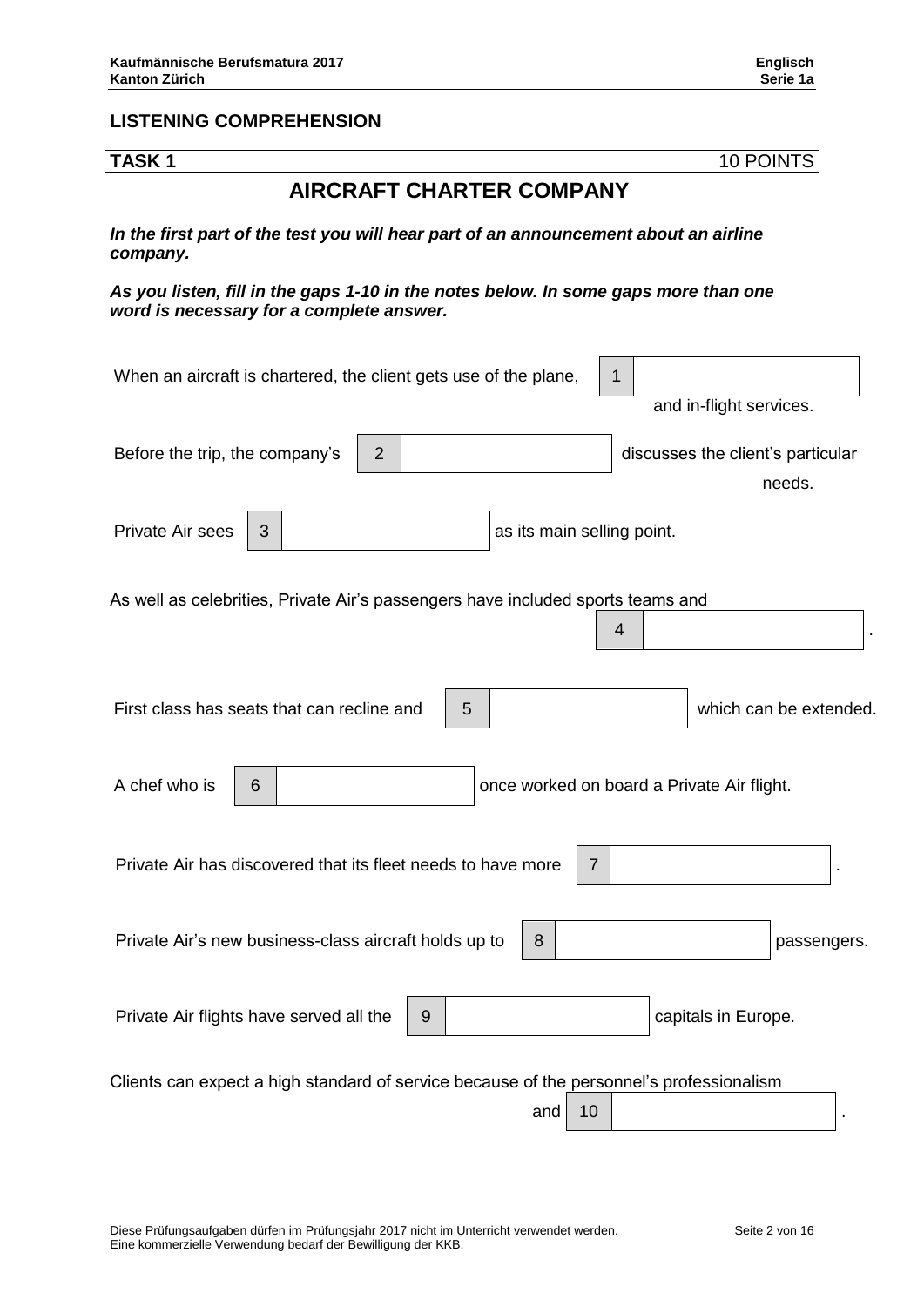## LISTENING COMPREHENSION

**TASK 1** 10 POINTS

# AIRCRAFT CHARTER COMPANY

***In the first part of the test you will hear part of an announcement about an airline company.***

***As you listen, fill in the gaps 1-10 in the notes below. In some gaps more than one word is necessary for a complete answer.***

When an aircraft is chartered, the client gets use of the plane, **1** __________ and in-flight services.

Before the trip, the company's **2** __________ discusses the client's particular needs.

Private Air sees **3** __________ as its main selling point.

As well as celebrities, Private Air's passengers have included sports teams and **4** __________ .

First class has seats that can recline and **5** __________ which can be extended.

A chef who is **6** __________ once worked on board a Private Air flight.

Private Air has discovered that its fleet needs to have more **7** __________ .

Private Air's new business-class aircraft holds up to **8** __________ passengers.

Private Air flights have served all the **9** __________ capitals in Europe.

Clients can expect a high standard of service because of the personnel's professionalism and **10** __________ .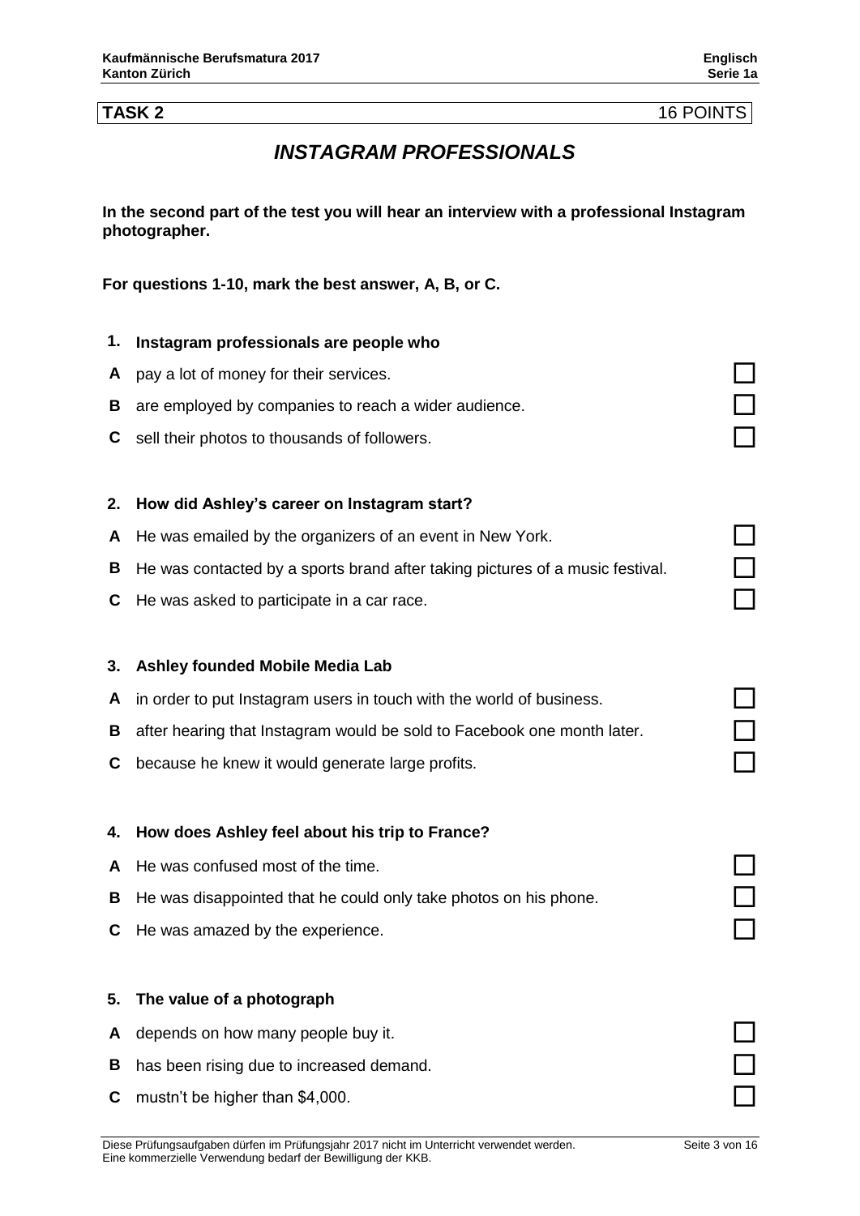**TASK 2** 16 POINTS

## *INSTAGRAM PROFESSIONALS*

**In the second part of the test you will hear an interview with a professional Instagram photographer.**

**For questions 1-10, mark the best answer, A, B, or C.**

**1. Instagram professionals are people who**

**A** pay a lot of money for their services. ☐

**B** are employed by companies to reach a wider audience. ☐

**C** sell their photos to thousands of followers. ☐

**2. How did Ashley's career on Instagram start?**

**A** He was emailed by the organizers of an event in New York. ☐

**B** He was contacted by a sports brand after taking pictures of a music festival. ☐

**C** He was asked to participate in a car race. ☐

**3. Ashley founded Mobile Media Lab**

**A** in order to put Instagram users in touch with the world of business. ☐

**B** after hearing that Instagram would be sold to Facebook one month later. ☐

**C** because he knew it would generate large profits. ☐

**4. How does Ashley feel about his trip to France?**

**A** He was confused most of the time. ☐

**B** He was disappointed that he could only take photos on his phone. ☐

**C** He was amazed by the experience. ☐

**5. The value of a photograph**

**A** depends on how many people buy it. ☐

**B** has been rising due to increased demand. ☐

**C** mustn't be higher than $4,000. ☐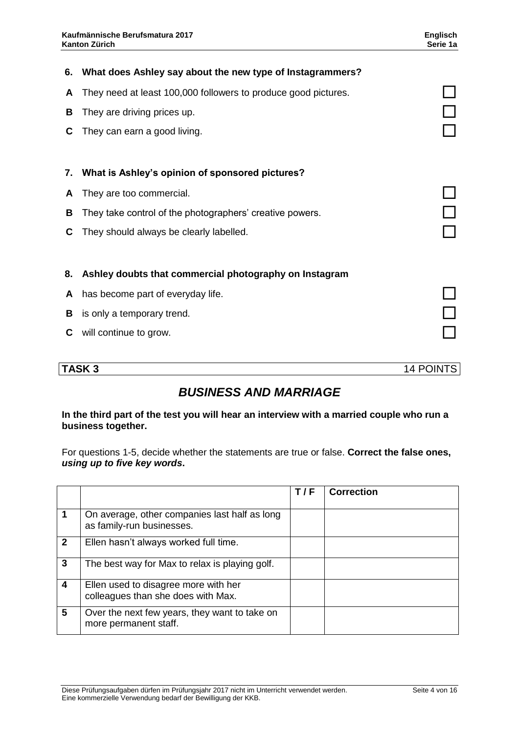**6. What does Ashley say about the new type of Instagrammers?**

- **A** They need at least 100,000 followers to produce good pictures. ☐
- **B** They are driving prices up. ☐
- **C** They can earn a good living. ☐

**7. What is Ashley's opinion of sponsored pictures?**

- **A** They are too commercial. ☐
- **B** They take control of the photographers' creative powers. ☐
- **C** They should always be clearly labelled. ☐

**8. Ashley doubts that commercial photography on Instagram**

- **A** has become part of everyday life. ☐
- **B** is only a temporary trend. ☐
- **C** will continue to grow. ☐

## TASK 3 — 14 POINTS

## *BUSINESS AND MARRIAGE*

**In the third part of the test you will hear an interview with a married couple who run a business together.**

For questions 1-5, decide whether the statements are true or false. **Correct the false ones, *using up to five key words*.**

| | | T / F | Correction |
|---|---|---|---|
| 1 | On average, other companies last half as long as family-run businesses. | | |
| 2 | Ellen hasn't always worked full time. | | |
| 3 | The best way for Max to relax is playing golf. | | |
| 4 | Ellen used to disagree more with her colleagues than she does with Max. | | |
| 5 | Over the next few years, they want to take on more permanent staff. | | |

Diese Prüfungsaufgaben dürfen im Prüfungsjahr 2017 nicht im Unterricht verwendet werden.
Eine kommerzielle Verwendung bedarf der Bewilligung der KKB.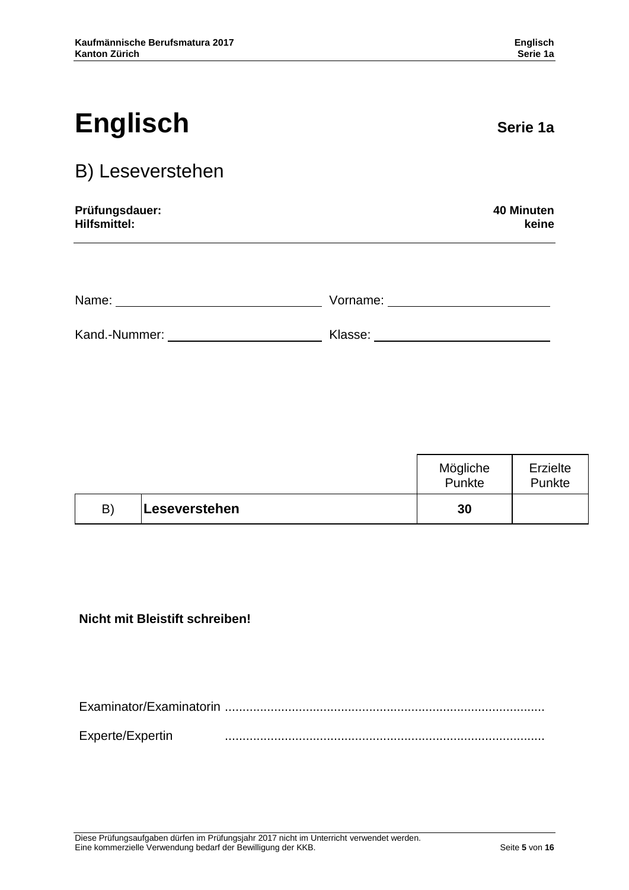# Englisch

**Serie 1a**

## B) Leseverstehen

**Prüfungsdauer:** **40 Minuten**
**Hilfsmittel:** **keine**

Name: ______________________ Vorname: ______________________

Kand.-Nummer: ______________________ Klasse: ______________________

| | | Mögliche Punkte | Erzielte Punkte |
|---|---|---|---|
| B) | **Leseverstehen** | **30** | |

**Nicht mit Bleistift schreiben!**

Examinator/Examinatorin ..........................................................................................

Experte/Expertin ..........................................................................................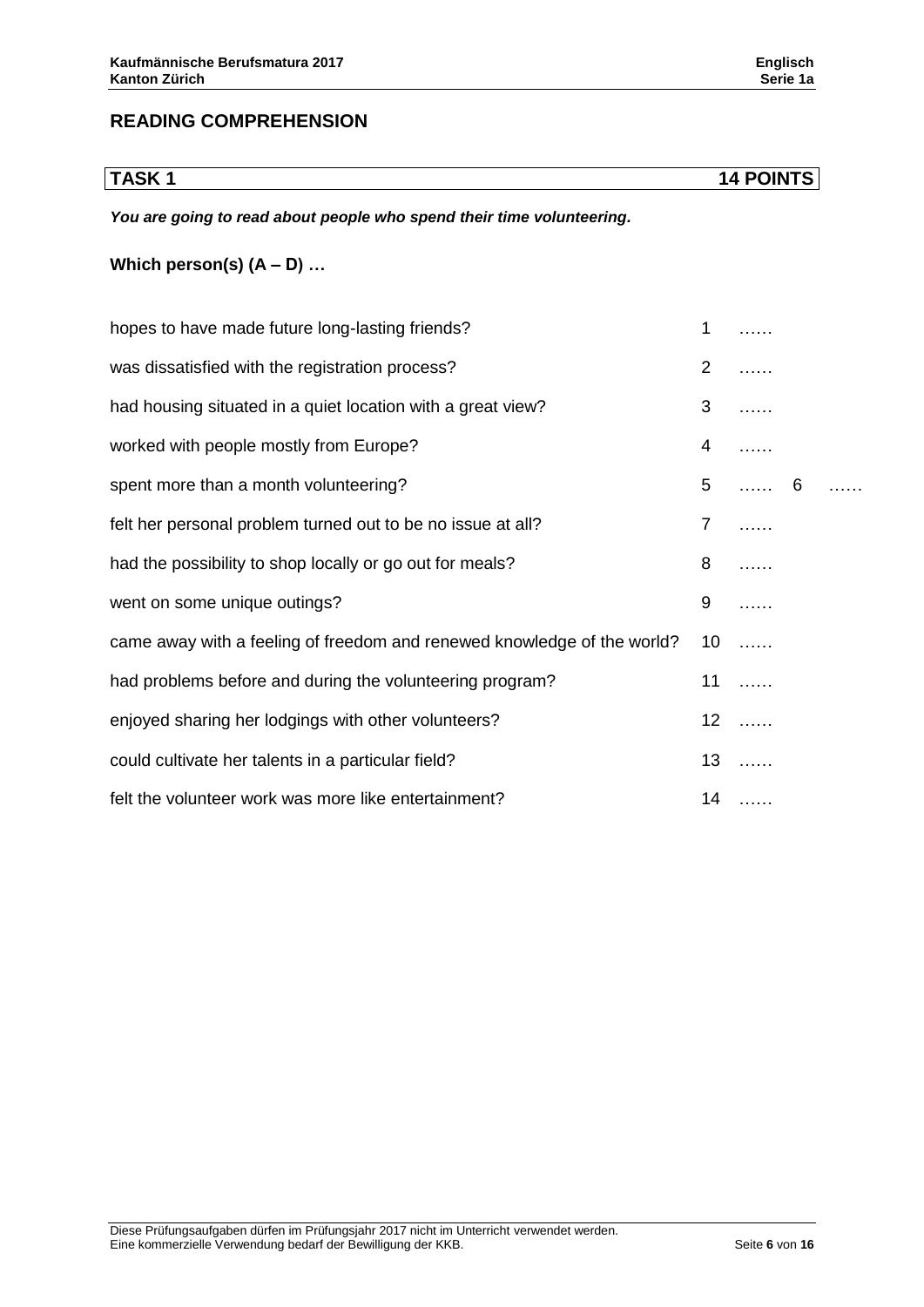## READING COMPREHENSION

| TASK 1 | 14 POINTS |
|---|---|

***You are going to read about people who spend their time volunteering.***

**Which person(s) (A – D) …**

| | | | | |
|---|---|---|---|---|
| hopes to have made future long-lasting friends? | 1 | …… | | |
| was dissatisfied with the registration process? | 2 | …… | | |
| had housing situated in a quiet location with a great view? | 3 | …… | | |
| worked with people mostly from Europe? | 4 | …… | | |
| spent more than a month volunteering? | 5 | …… | 6 | …… |
| felt her personal problem turned out to be no issue at all? | 7 | …… | | |
| had the possibility to shop locally or go out for meals? | 8 | …… | | |
| went on some unique outings? | 9 | …… | | |
| came away with a feeling of freedom and renewed knowledge of the world? | 10 | …… | | |
| had problems before and during the volunteering program? | 11 | …… | | |
| enjoyed sharing her lodgings with other volunteers? | 12 | …… | | |
| could cultivate her talents in a particular field? | 13 | …… | | |
| felt the volunteer work was more like entertainment? | 14 | …… | | |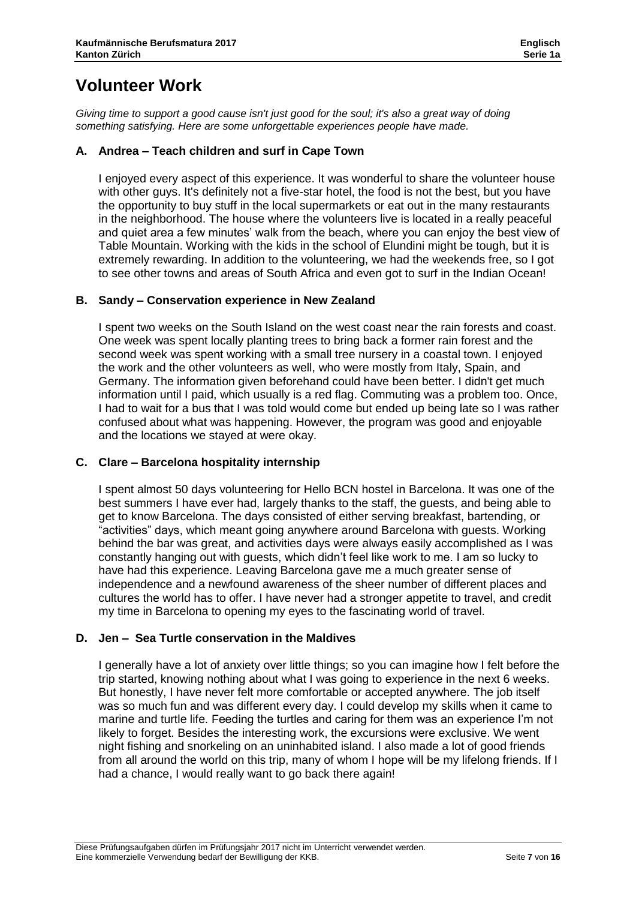# Volunteer Work

*Giving time to support a good cause isn't just good for the soul; it's also a great way of doing something satisfying. Here are some unforgettable experiences people have made.*

## A. Andrea – Teach children and surf in Cape Town

I enjoyed every aspect of this experience. It was wonderful to share the volunteer house with other guys. It's definitely not a five-star hotel, the food is not the best, but you have the opportunity to buy stuff in the local supermarkets or eat out in the many restaurants in the neighborhood. The house where the volunteers live is located in a really peaceful and quiet area a few minutes' walk from the beach, where you can enjoy the best view of Table Mountain. Working with the kids in the school of Elundini might be tough, but it is extremely rewarding. In addition to the volunteering, we had the weekends free, so I got to see other towns and areas of South Africa and even got to surf in the Indian Ocean!

## B. Sandy – Conservation experience in New Zealand

I spent two weeks on the South Island on the west coast near the rain forests and coast. One week was spent locally planting trees to bring back a former rain forest and the second week was spent working with a small tree nursery in a coastal town. I enjoyed the work and the other volunteers as well, who were mostly from Italy, Spain, and Germany. The information given beforehand could have been better. I didn't get much information until I paid, which usually is a red flag. Commuting was a problem too. Once, I had to wait for a bus that I was told would come but ended up being late so I was rather confused about what was happening. However, the program was good and enjoyable and the locations we stayed at were okay.

## C. Clare – Barcelona hospitality internship

I spent almost 50 days volunteering for Hello BCN hostel in Barcelona. It was one of the best summers I have ever had, largely thanks to the staff, the guests, and being able to get to know Barcelona. The days consisted of either serving breakfast, bartending, or "activities" days, which meant going anywhere around Barcelona with guests. Working behind the bar was great, and activities days were always easily accomplished as I was constantly hanging out with guests, which didn't feel like work to me. I am so lucky to have had this experience. Leaving Barcelona gave me a much greater sense of independence and a newfound awareness of the sheer number of different places and cultures the world has to offer. I have never had a stronger appetite to travel, and credit my time in Barcelona to opening my eyes to the fascinating world of travel.

## D. Jen – Sea Turtle conservation in the Maldives

I generally have a lot of anxiety over little things; so you can imagine how I felt before the trip started, knowing nothing about what I was going to experience in the next 6 weeks. But honestly, I have never felt more comfortable or accepted anywhere. The job itself was so much fun and was different every day. I could develop my skills when it came to marine and turtle life. Feeding the turtles and caring for them was an experience I'm not likely to forget. Besides the interesting work, the excursions were exclusive. We went night fishing and snorkeling on an uninhabited island. I also made a lot of good friends from all around the world on this trip, many of whom I hope will be my lifelong friends. If I had a chance, I would really want to go back there again!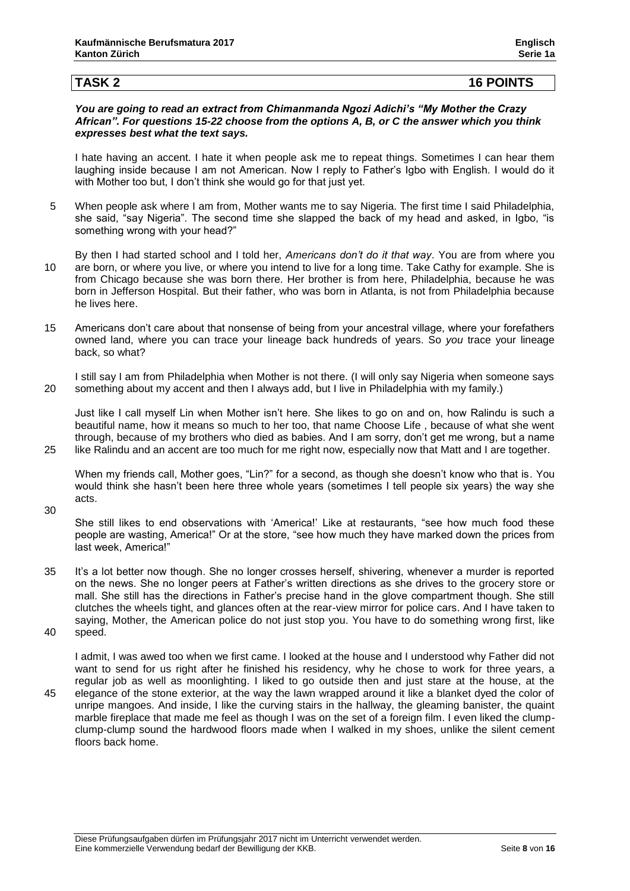## TASK 2 — 16 POINTS

***You are going to read an extract from Chimanmanda Ngozi Adichi's "My Mother the Crazy African". For questions 15-22 choose from the options A, B, or C the answer which you think expresses best what the text says.***

I hate having an accent. I hate it when people ask me to repeat things. Sometimes I can hear them laughing inside because I am not American. Now I reply to Father's Igbo with English. I would do it with Mother too but, I don't think she would go for that just yet.

5 When people ask where I am from, Mother wants me to say Nigeria. The first time I said Philadelphia, she said, "say Nigeria". The second time she slapped the back of my head and asked, in Igbo, "is something wrong with your head?"

By then I had started school and I told her, *Americans don't do it that way*. You are from where you
10 are born, or where you live, or where you intend to live for a long time. Take Cathy for example. She is from Chicago because she was born there. Her brother is from here, Philadelphia, because he was born in Jefferson Hospital. But their father, who was born in Atlanta, is not from Philadelphia because he lives here.

15 Americans don't care about that nonsense of being from your ancestral village, where your forefathers owned land, where you can trace your lineage back hundreds of years. So *you* trace your lineage back, so what?

I still say I am from Philadelphia when Mother is not there. (I will only say Nigeria when someone says
20 something about my accent and then I always add, but I live in Philadelphia with my family.)

Just like I call myself Lin when Mother isn't here. She likes to go on and on, how Ralindu is such a beautiful name, how it means so much to her too, that name Choose Life , because of what she went through, because of my brothers who died as babies. And I am sorry, don't get me wrong, but a name
25 like Ralindu and an accent are too much for me right now, especially now that Matt and I are together.

When my friends call, Mother goes, "Lin?" for a second, as though she doesn't know who that is. You would think she hasn't been here three whole years (sometimes I tell people six years) the way she acts.

30

She still likes to end observations with 'America!' Like at restaurants, "see how much food these people are wasting, America!" Or at the store, "see how much they have marked down the prices from last week, America!"

35 It's a lot better now though. She no longer crosses herself, shivering, whenever a murder is reported on the news. She no longer peers at Father's written directions as she drives to the grocery store or mall. She still has the directions in Father's precise hand in the glove compartment though. She still clutches the wheels tight, and glances often at the rear-view mirror for police cars. And I have taken to saying, Mother, the American police do not just stop you. You have to do something wrong first, like
40 speed.

I admit, I was awed too when we first came. I looked at the house and I understood why Father did not want to send for us right after he finished his residency, why he chose to work for three years, a regular job as well as moonlighting. I liked to go outside then and just stare at the house, at the
45 elegance of the stone exterior, at the way the lawn wrapped around it like a blanket dyed the color of unripe mangoes. And inside, I like the curving stairs in the hallway, the gleaming banister, the quaint marble fireplace that made me feel as though I was on the set of a foreign film. I even liked the clump-clump-clump sound the hardwood floors made when I walked in my shoes, unlike the silent cement floors back home.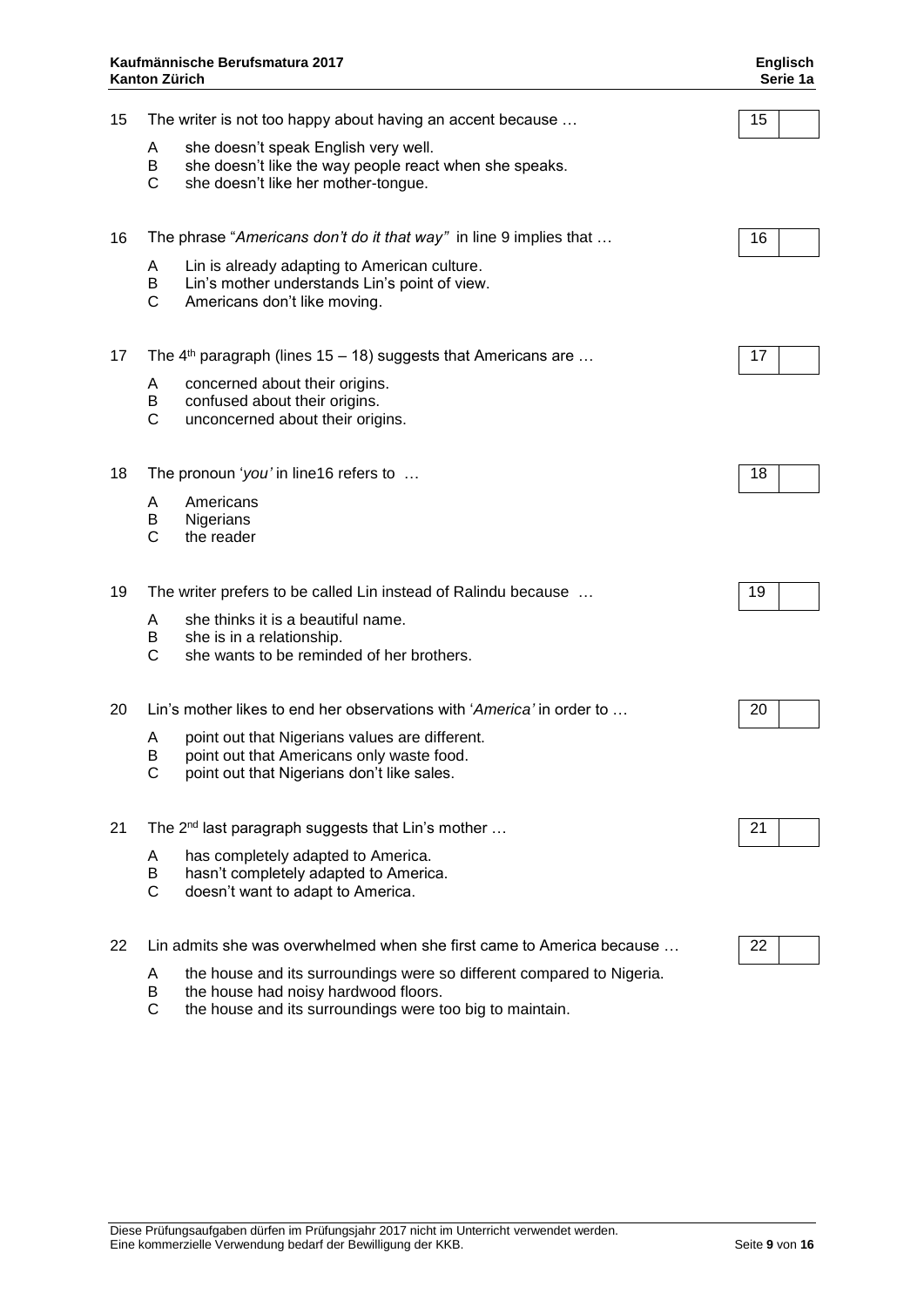15 The writer is not too happy about having an accent because …

A she doesn't speak English very well.
B she doesn't like the way people react when she speaks.
C she doesn't like her mother-tongue.

| 15 | |
|---|---|

16 The phrase "*Americans don't do it that way"* in line 9 implies that …

A Lin is already adapting to American culture.
B Lin's mother understands Lin's point of view.
C Americans don't like moving.

| 16 | |
|---|---|

17 The 4th paragraph (lines 15 – 18) suggests that Americans are …

A concerned about their origins.
B confused about their origins.
C unconcerned about their origins.

| 17 | |
|---|---|

18 The pronoun '*you'* in line16 refers to …

A Americans
B Nigerians
C the reader

| 18 | |
|---|---|

19 The writer prefers to be called Lin instead of Ralindu because …

A she thinks it is a beautiful name.
B she is in a relationship.
C she wants to be reminded of her brothers.

| 19 | |
|---|---|

20 Lin's mother likes to end her observations with '*America'* in order to …

A point out that Nigerians values are different.
B point out that Americans only waste food.
C point out that Nigerians don't like sales.

| 20 | |
|---|---|

21 The 2nd last paragraph suggests that Lin's mother …

A has completely adapted to America.
B hasn't completely adapted to America.
C doesn't want to adapt to America.

| 21 | |
|---|---|

22 Lin admits she was overwhelmed when she first came to America because …

A the house and its surroundings were so different compared to Nigeria.
B the house had noisy hardwood floors.
C the house and its surroundings were too big to maintain.

| 22 | |
|---|---|

Diese Prüfungsaufgaben dürfen im Prüfungsjahr 2017 nicht im Unterricht verwendet werden.
Eine kommerzielle Verwendung bedarf der Bewilligung der KKB.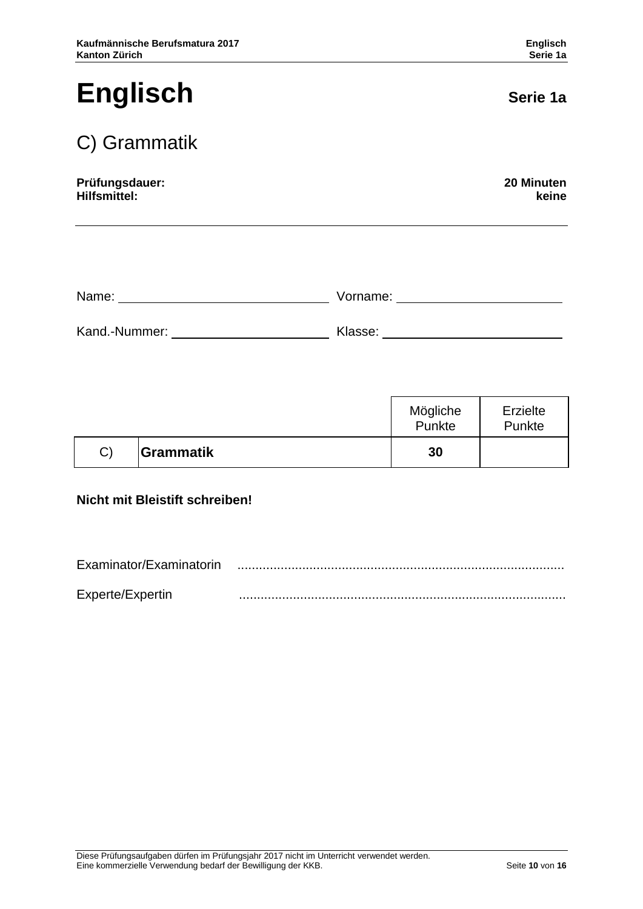# Englisch

**Serie 1a**

## C) Grammatik

**Prüfungsdauer:** **20 Minuten**
**Hilfsmittel:** **keine**

---

Name: ______________________________ Vorname: ________________________

Kand.-Nummer: ______________________ Klasse: __________________________

| | | Mögliche Punkte | Erzielte Punkte |
|---|---|---|---|
| C) | **Grammatik** | **30** | |

**Nicht mit Bleistift schreiben!**

Examinator/Examinatorin ..........................................................................................

Experte/Expertin ..........................................................................................

Diese Prüfungsaufgaben dürfen im Prüfungsjahr 2017 nicht im Unterricht verwendet werden.
Eine kommerzielle Verwendung bedarf der Bewilligung der KKB.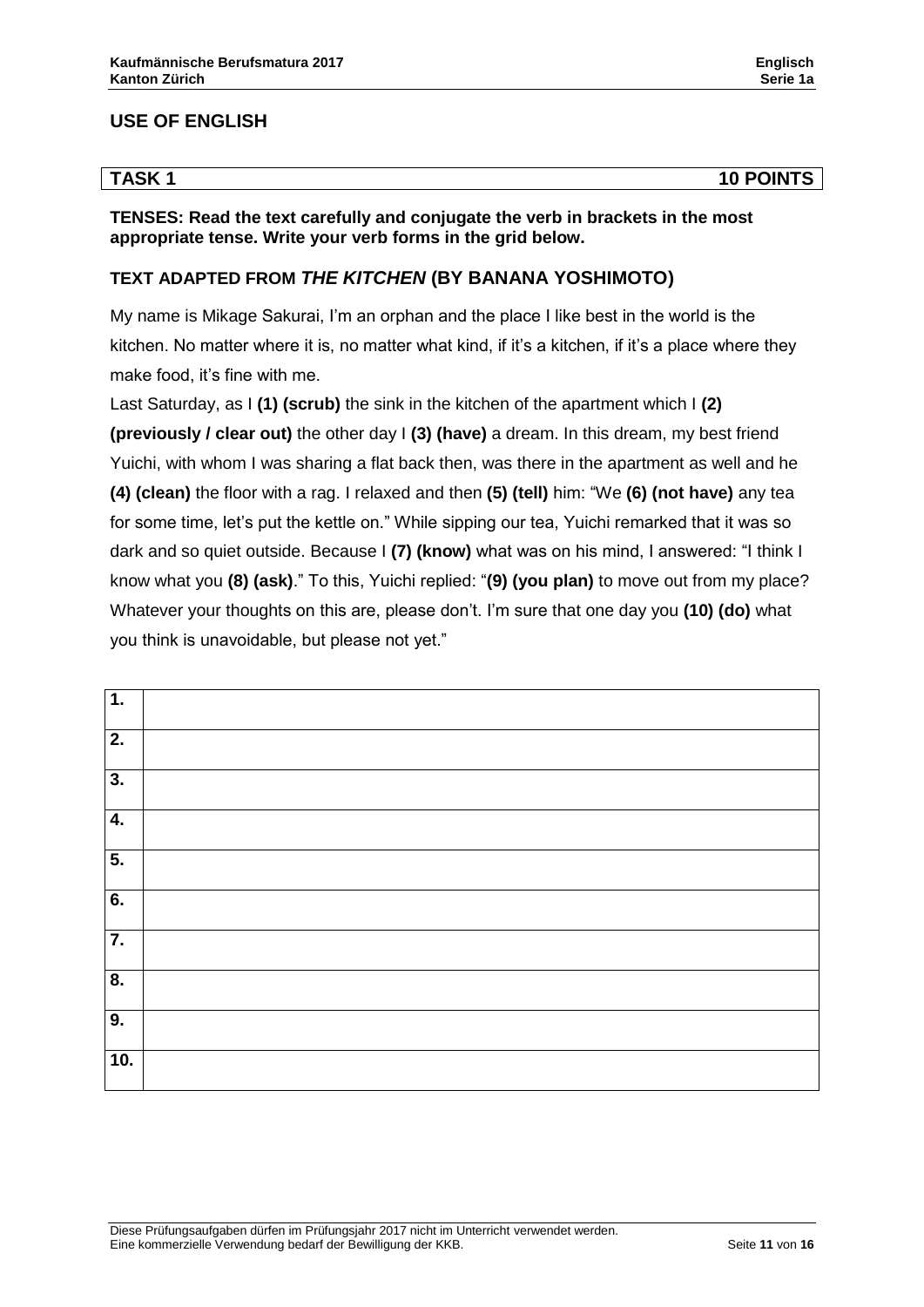## USE OF ENGLISH

| TASK 1 | 10 POINTS |
|---|---|

**TENSES: Read the text carefully and conjugate the verb in brackets in the most appropriate tense. Write your verb forms in the grid below.**

### TEXT ADAPTED FROM *THE KITCHEN* (BY BANANA YOSHIMOTO)

My name is Mikage Sakurai, I'm an orphan and the place I like best in the world is the kitchen. No matter where it is, no matter what kind, if it's a kitchen, if it's a place where they make food, it's fine with me.

Last Saturday, as I **(1) (scrub)** the sink in the kitchen of the apartment which I **(2) (previously / clear out)** the other day I **(3) (have)** a dream. In this dream, my best friend Yuichi, with whom I was sharing a flat back then, was there in the apartment as well and he **(4) (clean)** the floor with a rag. I relaxed and then **(5) (tell)** him: "We **(6) (not have)** any tea for some time, let's put the kettle on." While sipping our tea, Yuichi remarked that it was so dark and so quiet outside. Because I **(7) (know)** what was on his mind, I answered: "I think I know what you **(8) (ask)**." To this, Yuichi replied: "**(9) (you plan)** to move out from my place? Whatever your thoughts on this are, please don't. I'm sure that one day you **(10) (do)** what you think is unavoidable, but please not yet."

| | |
|---|---|
| **1.** | |
| **2.** | |
| **3.** | |
| **4.** | |
| **5.** | |
| **6.** | |
| **7.** | |
| **8.** | |
| **9.** | |
| **10.** | |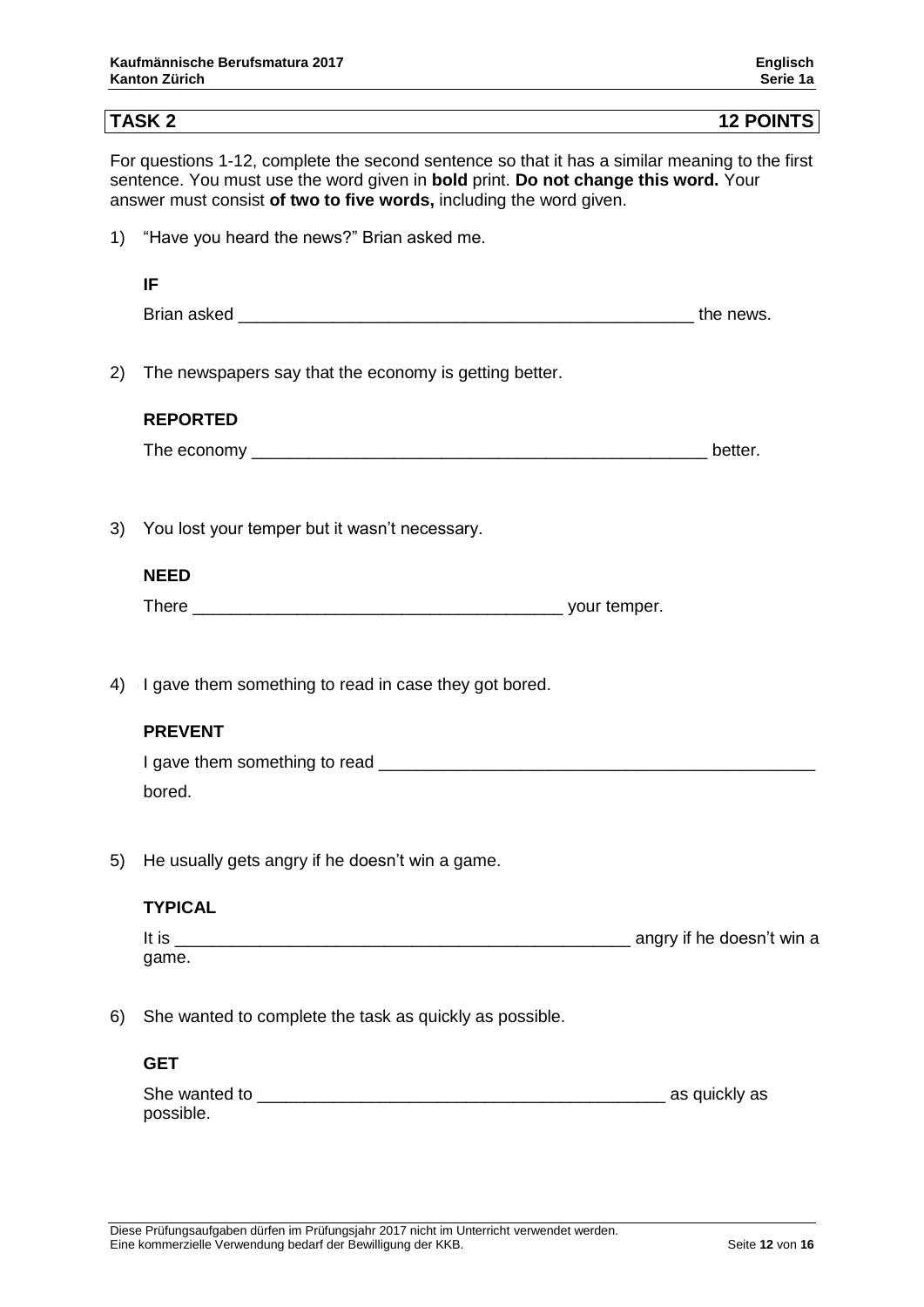## TASK 2 — 12 POINTS

For questions 1-12, complete the second sentence so that it has a similar meaning to the first sentence. You must use the word given in **bold** print. **Do not change this word.** Your answer must consist **of two to five words,** including the word given.

1) "Have you heard the news?" Brian asked me.

   **IF**

   Brian asked __________________________________________________ the news.

2) The newspapers say that the economy is getting better.

   **REPORTED**

   The economy __________________________________________________ better.

3) You lost your temper but it wasn't necessary.

   **NEED**

   There _______________________________________ your temper.

4) I gave them something to read in case they got bored.

   **PREVENT**

   I gave them something to read _______________________________________________ bored.

5) He usually gets angry if he doesn't win a game.

   **TYPICAL**

   It is __________________________________________________ angry if he doesn't win a game.

6) She wanted to complete the task as quickly as possible.

   **GET**

   She wanted to ___________________________________________ as quickly as possible.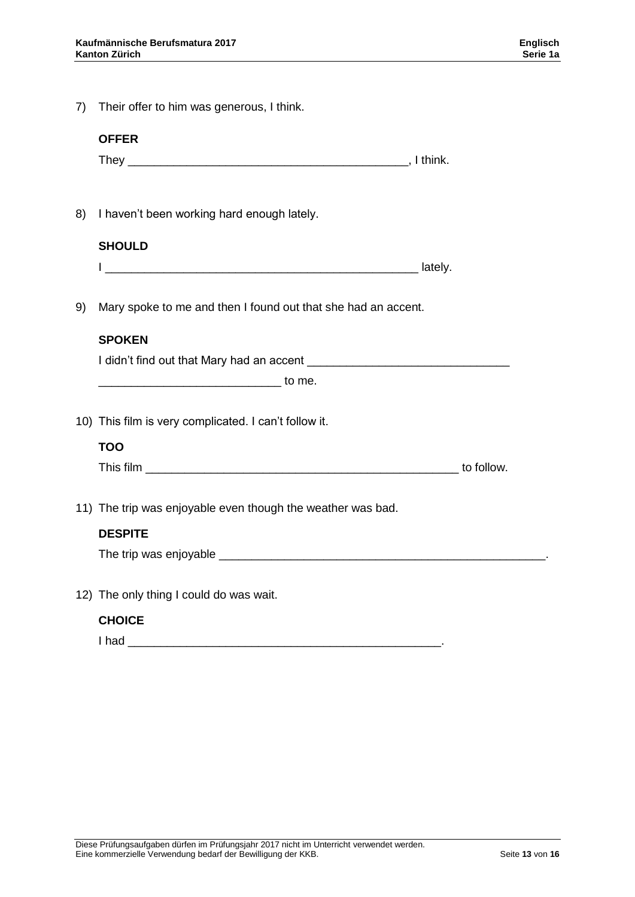7) Their offer to him was generous, I think.

   **OFFER**

   They ___________________________________________, I think.

8) I haven't been working hard enough lately.

   **SHOULD**

   I ________________________________________________ lately.

9) Mary spoke to me and then I found out that she had an accent.

   **SPOKEN**

   I didn't find out that Mary had an accent ______________________________

   ___________________________ to me.

10) This film is very complicated. I can't follow it.

    **TOO**

    This film ________________________________________________ to follow.

11) The trip was enjoyable even though the weather was bad.

    **DESPITE**

    The trip was enjoyable __________________________________________________.

12) The only thing I could do was wait.

    **CHOICE**

    I had ________________________________________________.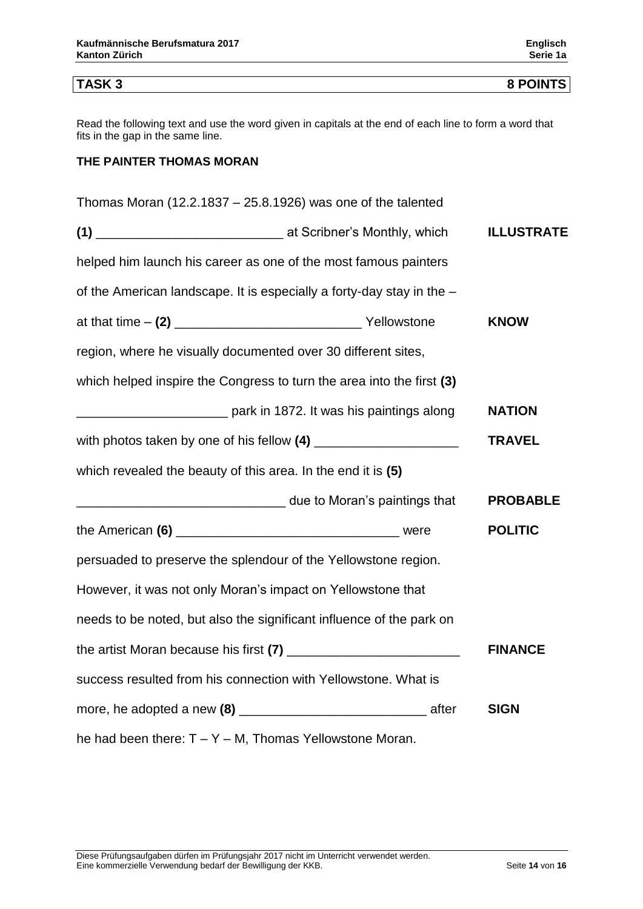| **TASK 3** | **8 POINTS** |
|---|---|

Read the following text and use the word given in capitals at the end of each line to form a word that fits in the gap in the same line.

**THE PAINTER THOMAS MORAN**

| | |
|---|---|
| Thomas Moran (12.2.1837 – 25.8.1926) was one of the talented | |
| **(1)** __________________________ at Scribner's Monthly, which | **ILLUSTRATE** |
| helped him launch his career as one of the most famous painters | |
| of the American landscape. It is especially a forty-day stay in the – | |
| at that time – **(2)** __________________________ Yellowstone | **KNOW** |
| region, where he visually documented over 30 different sites, | |
| which helped inspire the Congress to turn the area into the first **(3)** | |
| _____________________ park in 1872. It was his paintings along | **NATION** |
| with photos taken by one of his fellow **(4)** ____________________ | **TRAVEL** |
| which revealed the beauty of this area. In the end it is **(5)** | |
| _____________________________ due to Moran's paintings that | **PROBABLE** |
| the American **(6)** _______________________________ were | **POLITIC** |
| persuaded to preserve the splendour of the Yellowstone region. | |
| However, it was not only Moran's impact on Yellowstone that | |
| needs to be noted, but also the significant influence of the park on | |
| the artist Moran because his first **(7)** ________________________ | **FINANCE** |
| success resulted from his connection with Yellowstone. What is | |
| more, he adopted a new **(8)** __________________________ after | **SIGN** |
| he had been there: T – Y – M, Thomas Yellowstone Moran. | |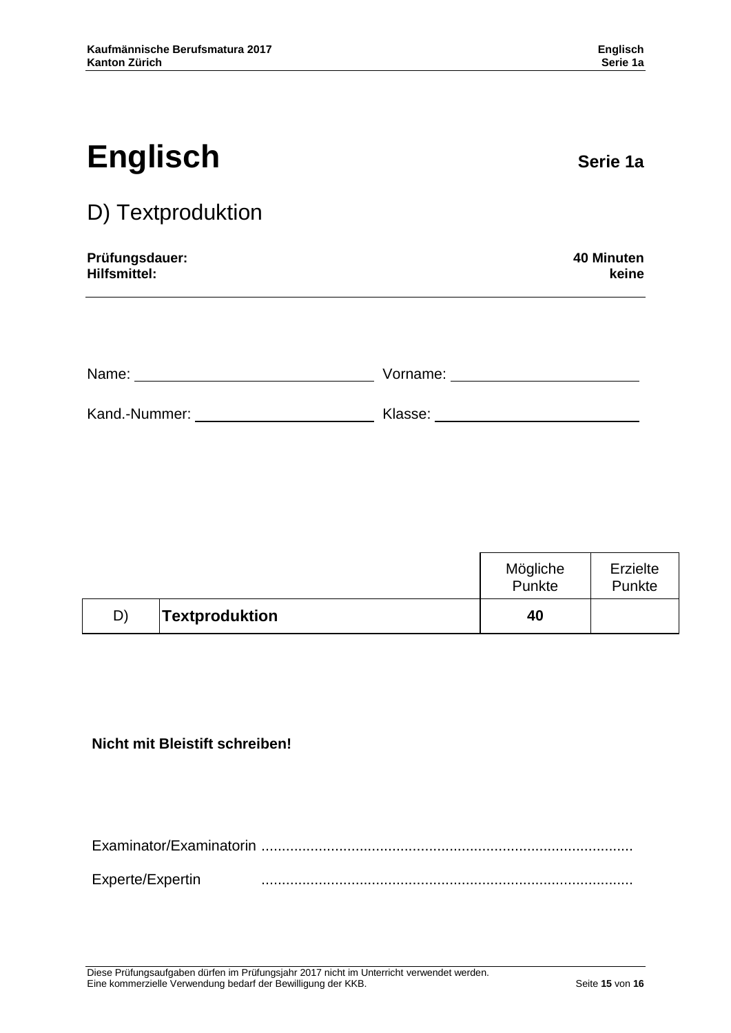# Englisch

**Serie 1a**

## D) Textproduktion

| **Prüfungsdauer:** | **40 Minuten** |
|---|---|
| **Hilfsmittel:** | **keine** |

Name: ______________________ Vorname: ______________________

Kand.-Nummer: ______________________ Klasse: ______________________

| | | Mögliche Punkte | Erzielte Punkte |
|---|---|---|---|
| D) | **Textproduktion** | **40** | |

**Nicht mit Bleistift schreiben!**

Examinator/Examinatorin ..........................................................................................

Experte/Expertin ..........................................................................................

Diese Prüfungsaufgaben dürfen im Prüfungsjahr 2017 nicht im Unterricht verwendet werden.
Eine kommerzielle Verwendung bedarf der Bewilligung der KKB.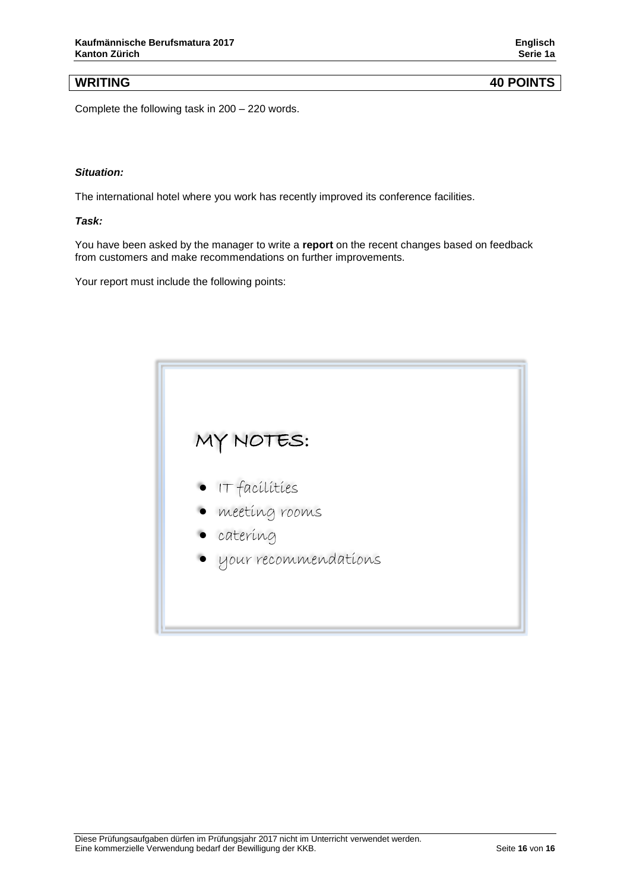## WRITING 40 POINTS

Complete the following task in 200 – 220 words.

***Situation:***

The international hotel where you work has recently improved its conference facilities.

***Task:***

You have been asked by the manager to write a **report** on the recent changes based on feedback from customers and make recommendations on further improvements.

Your report must include the following points:

MY NOTES:

- IT facilities
- meeting rooms
- catering
- your recommendations